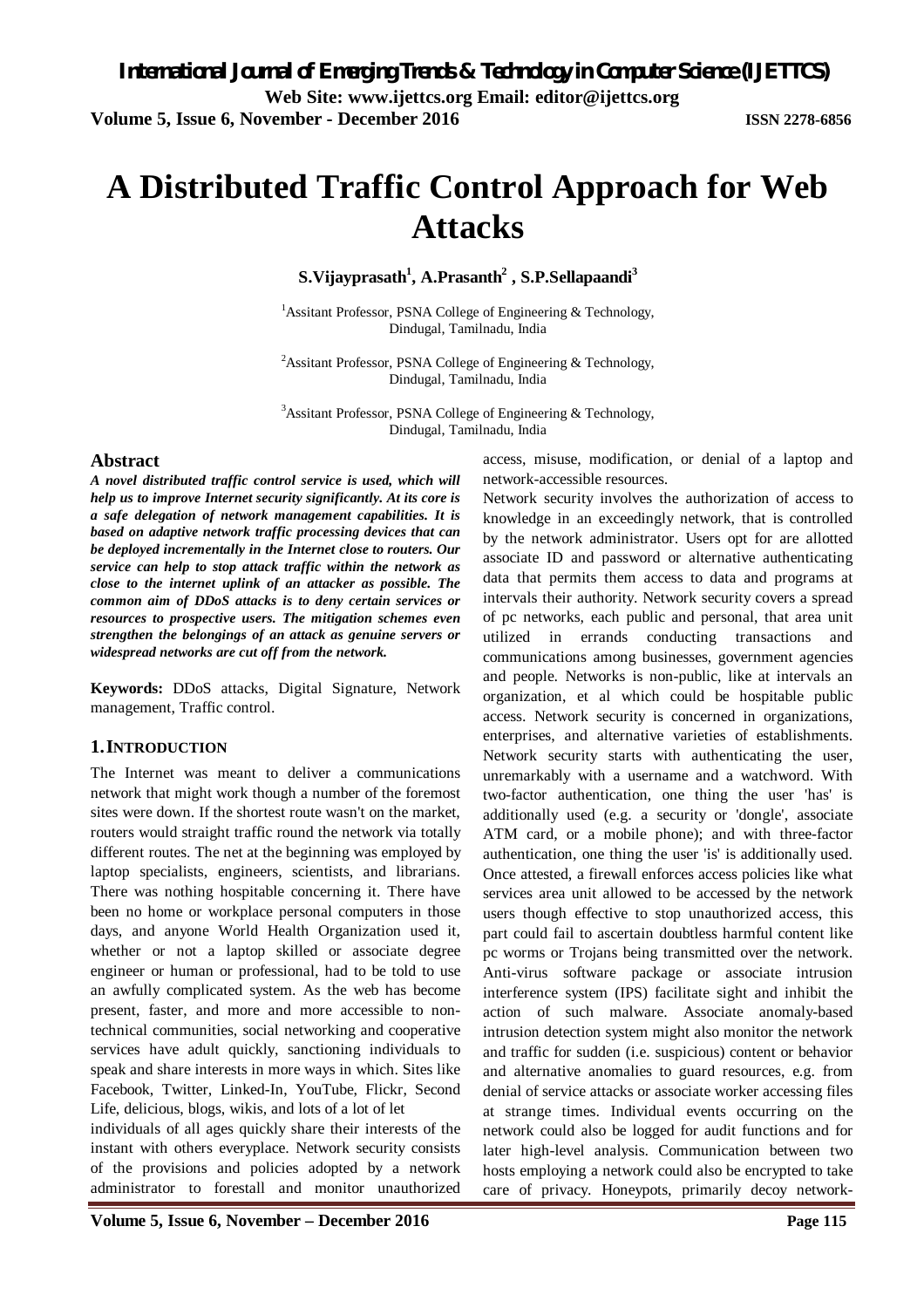# A Distributed Traffic Control Approach for Web Attacks

**S.Vijayprasath[1], A.Prasanth[2] , S.P.Sellapaandi[3]**

[1]Assitant Professor, PSNA College of Engineering & Technology, Dindugal, Tamilnadu, India

[2]Assitant Professor, PSNA College of Engineering & Technology, Dindugal, Tamilnadu, India

[3]Assitant Professor, PSNA College of Engineering & Technology, Dindugal, Tamilnadu, India

## Abstract

***A novel distributed traffic control service is used, which will help us to improve Internet security significantly. At its core is a safe delegation of network management capabilities. It is based on adaptive network traffic processing devices that can be deployed incrementally in the Internet close to routers. Our service can help to stop attack traffic within the network as close to the internet uplink of an attacker as possible. The common aim of DDoS attacks is to deny certain services or resources to prospective users. The mitigation schemes even strengthen the belongings of an attack as genuine servers or widespread networks are cut off from the network.***

**Keywords:** DDoS attacks, Digital Signature, Network management, Traffic control.

## 1. INTRODUCTION

The Internet was meant to deliver a communications network that might work though a number of the foremost sites were down. If the shortest route wasn't on the market, routers would straight traffic round the network via totally different routes. The net at the beginning was employed by laptop specialists, engineers, scientists, and librarians. There was nothing hospitable concerning it. There have been no home or workplace personal computers in those days, and anyone World Health Organization used it, whether or not a laptop skilled or associate degree engineer or human or professional, had to be told to use an awfully complicated system. As the web has become present, faster, and more and more accessible to non-technical communities, social networking and cooperative services have adult quickly, sanctioning individuals to speak and share interests in more ways in which. Sites like Facebook, Twitter, Linked-In, YouTube, Flickr, Second Life, delicious, blogs, wikis, and lots of a lot of let individuals of all ages quickly share their interests of the instant with others everyplace. Network security consists of the provisions and policies adopted by a network administrator to forestall and monitor unauthorized access, misuse, modification, or denial of a laptop and network-accessible resources.

Network security involves the authorization of access to knowledge in an exceedingly network, that is controlled by the network administrator. Users opt for are allotted associate ID and password or alternative authenticating data that permits them access to data and programs at intervals their authority. Network security covers a spread of pc networks, each public and personal, that area unit utilized in errands conducting transactions and communications among businesses, government agencies and people. Networks is non-public, like at intervals an organization, et al which could be hospitable public access. Network security is concerned in organizations, enterprises, and alternative varieties of establishments. Network security starts with authenticating the user, unremarkably with a username and a watchword. With two-factor authentication, one thing the user 'has' is additionally used (e.g. a security or 'dongle', associate ATM card, or a mobile phone); and with three-factor authentication, one thing the user 'is' is additionally used. Once attested, a firewall enforces access policies like what services area unit allowed to be accessed by the network users though effective to stop unauthorized access, this part could fail to ascertain doubtless harmful content like pc worms or Trojans being transmitted over the network. Anti-virus software package or associate intrusion interference system (IPS) facilitate sight and inhibit the action of such malware. Associate anomaly-based intrusion detection system might also monitor the network and traffic for sudden (i.e. suspicious) content or behavior and alternative anomalies to guard resources, e.g. from denial of service attacks or associate worker accessing files at strange times. Individual events occurring on the network could also be logged for audit functions and for later high-level analysis. Communication between two hosts employing a network could also be encrypted to take care of privacy. Honeypots, primarily decoy network-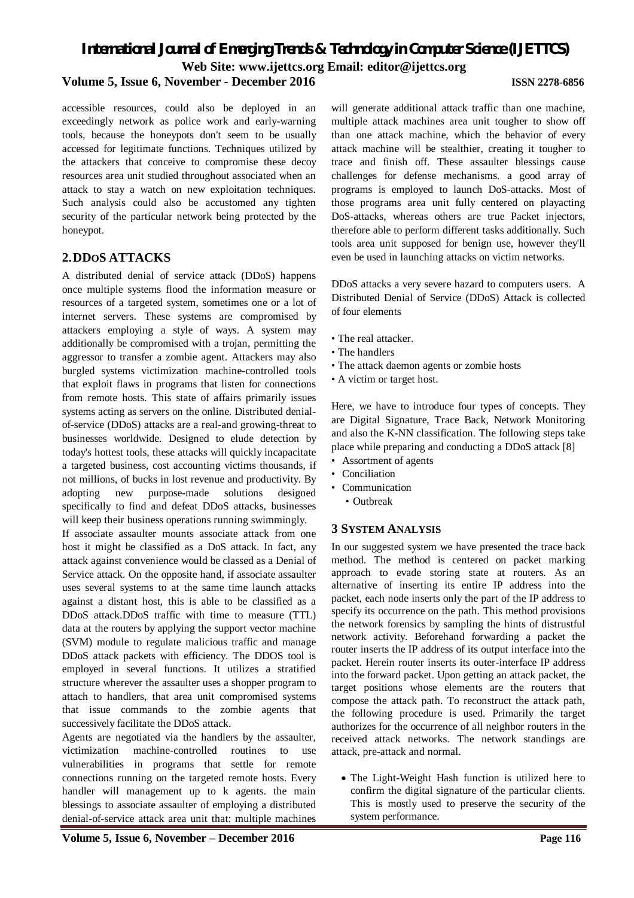accessible resources, could also be deployed in an exceedingly network as police work and early-warning tools, because the honeypots don't seem to be usually accessed for legitimate functions. Techniques utilized by the attackers that conceive to compromise these decoy resources area unit studied throughout associated when an attack to stay a watch on new exploitation techniques. Such analysis could also be accustomed any tighten security of the particular network being protected by the honeypot.

## 2. DDOS ATTACKS

A distributed denial of service attack (DDoS) happens once multiple systems flood the information measure or resources of a targeted system, sometimes one or a lot of internet servers. These systems are compromised by attackers employing a style of ways. A system may additionally be compromised with a trojan, permitting the aggressor to transfer a zombie agent. Attackers may also burgled systems victimization machine-controlled tools that exploit flaws in programs that listen for connections from remote hosts. This state of affairs primarily issues systems acting as servers on the online. Distributed denial-of-service (DDoS) attacks are a real-and growing-threat to businesses worldwide. Designed to elude detection by today's hottest tools, these attacks will quickly incapacitate a targeted business, cost accounting victims thousands, if not millions, of bucks in lost revenue and productivity. By adopting new purpose-made solutions designed specifically to find and defeat DDoS attacks, businesses will keep their business operations running swimmingly.

If associate assaulter mounts associate attack from one host it might be classified as a DoS attack. In fact, any attack against convenience would be classed as a Denial of Service attack. On the opposite hand, if associate assaulter uses several systems to at the same time launch attacks against a distant host, this is able to be classified as a DDoS attack.DDoS traffic with time to measure (TTL) data at the routers by applying the support vector machine (SVM) module to regulate malicious traffic and manage DDoS attack packets with efficiency. The DDOS tool is employed in several functions. It utilizes a stratified structure wherever the assaulter uses a shopper program to attach to handlers, that area unit compromised systems that issue commands to the zombie agents that successively facilitate the DDoS attack.

Agents are negotiated via the handlers by the assaulter, victimization machine-controlled routines to use vulnerabilities in programs that settle for remote connections running on the targeted remote hosts. Every handler will management up to k agents. the main blessings to associate assaulter of employing a distributed denial-of-service attack area unit that: multiple machines will generate additional attack traffic than one machine, multiple attack machines area unit tougher to show off than one attack machine, which the behavior of every attack machine will be stealthier, creating it tougher to trace and finish off. These assaulter blessings cause challenges for defense mechanisms. a good array of programs is employed to launch DoS-attacks. Most of those programs area unit fully centered on playacting DoS-attacks, whereas others are true Packet injectors, therefore able to perform different tasks additionally. Such tools area unit supposed for benign use, however they'll even be used in launching attacks on victim networks.

DDoS attacks a very severe hazard to computers users. A Distributed Denial of Service (DDoS) Attack is collected of four elements

- The real attacker.
- The handlers
- The attack daemon agents or zombie hosts
- A victim or target host.

Here, we have to introduce four types of concepts. They are Digital Signature, Trace Back, Network Monitoring and also the K-NN classification. The following steps take place while preparing and conducting a DDoS attack [8]

- Assortment of agents
- Conciliation
- Communication
- Outbreak

## 3 SYSTEM ANALYSIS

In our suggested system we have presented the trace back method. The method is centered on packet marking approach to evade storing state at routers. As an alternative of inserting its entire IP address into the packet, each node inserts only the part of the IP address to specify its occurrence on the path. This method provisions the network forensics by sampling the hints of distrustful network activity. Beforehand forwarding a packet the router inserts the IP address of its output interface into the packet. Herein router inserts its outer-interface IP address into the forward packet. Upon getting an attack packet, the target positions whose elements are the routers that compose the attack path. To reconstruct the attack path, the following procedure is used. Primarily the target authorizes for the occurrence of all neighbor routers in the received attack networks. The network standings are attack, pre-attack and normal.

- The Light-Weight Hash function is utilized here to confirm the digital signature of the particular clients. This is mostly used to preserve the security of the system performance.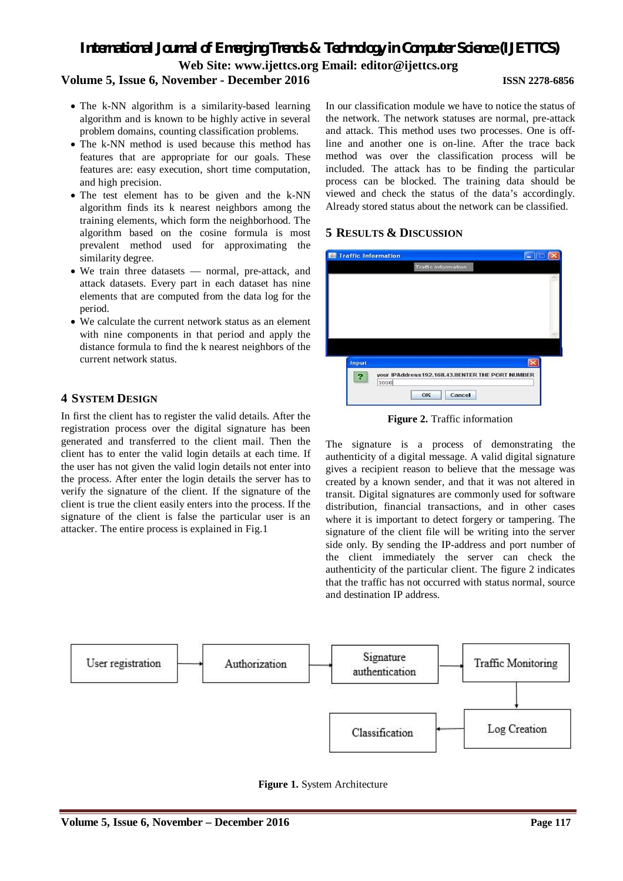- The k-NN algorithm is a similarity-based learning algorithm and is known to be highly active in several problem domains, counting classification problems.
- The k-NN method is used because this method has features that are appropriate for our goals. These features are: easy execution, short time computation, and high precision.
- The test element has to be given and the k-NN algorithm finds its k nearest neighbors among the training elements, which form the neighborhood. The algorithm based on the cosine formula is most prevalent method used for approximating the similarity degree.
- We train three datasets — normal, pre-attack, and attack datasets. Every part in each dataset has nine elements that are computed from the data log for the period.
- We calculate the current network status as an element with nine components in that period and apply the distance formula to find the k nearest neighbors of the current network status.

## 4 System Design

In first the client has to register the valid details. After the registration process over the digital signature has been generated and transferred to the client mail. Then the client has to enter the valid login details at each time. If the user has not given the valid login details not enter into the process. After enter the login details the server has to verify the signature of the client. If the signature of the client is true the client easily enters into the process. If the signature of the client is false the particular user is an attacker. The entire process is explained in Fig.1

In our classification module we have to notice the status of the network. The network statuses are normal, pre-attack and attack. This method uses two processes. One is off-line and another one is on-line. After the trace back method was over the classification process will be included. The attack has to be finding the particular process can be blocked. The training data should be viewed and check the status of the data's accordingly. Already stored status about the network can be classified.

## 5 Results & Discussion

**Figure 2.** Traffic information

The signature is a process of demonstrating the authenticity of a digital message. A valid digital signature gives a recipient reason to believe that the message was created by a known sender, and that it was not altered in transit. Digital signatures are commonly used for software distribution, financial transactions, and in other cases where it is important to detect forgery or tampering. The signature of the client file will be writing into the server side only. By sending the IP-address and port number of the client immediately the server can check the authenticity of the particular client. The figure 2 indicates that the traffic has not occurred with status normal, source and destination IP address.

**Figure 1.** System Architecture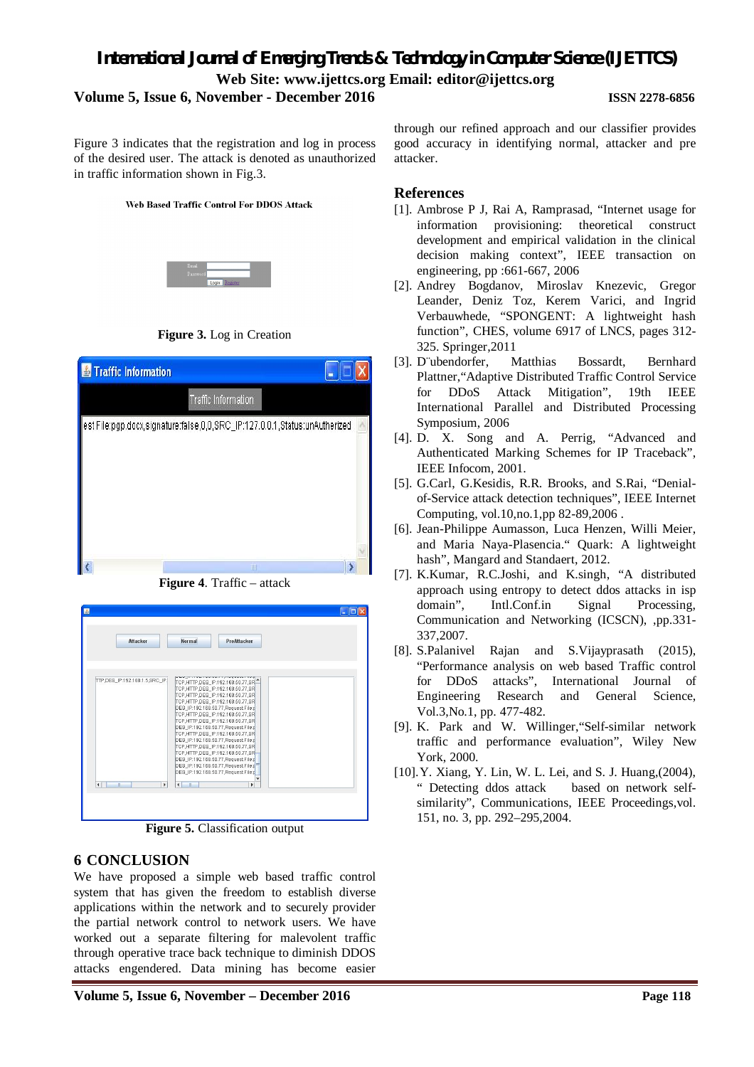Figure 3 indicates that the registration and log in process of the desired user. The attack is denoted as unauthorized in traffic information shown in Fig.3.

**Figure 3.** Log in Creation

**Figure 4**. Traffic – attack

**Figure 5.** Classification output

## 6 CONCLUSION

We have proposed a simple web based traffic control system that has given the freedom to establish diverse applications within the network and to securely provider the partial network control to network users. We have worked out a separate filtering for malevolent traffic through operative trace back technique to diminish DDOS attacks engendered. Data mining has become easier through our refined approach and our classifier provides good accuracy in identifying normal, attacker and pre attacker.

## References

[1]. Ambrose P J, Rai A, Ramprasad, "Internet usage for information provisioning: theoretical construct development and empirical validation in the clinical decision making context", IEEE transaction on engineering, pp :661-667, 2006

[2]. Andrey Bogdanov, Miroslav Knezevic, Gregor Leander, Deniz Toz, Kerem Varici, and Ingrid Verbauwhede, "SPONGENT: A lightweight hash function", CHES, volume 6917 of LNCS, pages 312-325. Springer,2011

[3]. D¨ubendorfer, Matthias Bossardt, Bernhard Plattner,"Adaptive Distributed Traffic Control Service for DDoS Attack Mitigation", 19th IEEE International Parallel and Distributed Processing Symposium, 2006

[4]. D. X. Song and A. Perrig, "Advanced and Authenticated Marking Schemes for IP Traceback", IEEE Infocom, 2001.

[5]. G.Carl, G.Kesidis, R.R. Brooks, and S.Rai, "Denial-of-Service attack detection techniques", IEEE Internet Computing, vol.10,no.1,pp 82-89,2006 .

[6]. Jean-Philippe Aumasson, Luca Henzen, Willi Meier, and Maria Naya-Plasencia." Quark: A lightweight hash", Mangard and Standaert, 2012.

[7]. K.Kumar, R.C.Joshi, and K.singh, "A distributed approach using entropy to detect ddos attacks in isp domain", Intl.Conf.in Signal Processing, Communication and Networking (ICSCN), ,pp.331-337,2007.

[8]. S.Palanivel Rajan and S.Vijayprasath (2015), "Performance analysis on web based Traffic control for DDoS attacks", International Journal of Engineering Research and General Science, Vol.3,No.1, pp. 477-482.

[9]. K. Park and W. Willinger,"Self-similar network traffic and performance evaluation", Wiley New York, 2000.

[10]. Y. Xiang, Y. Lin, W. L. Lei, and S. J. Huang,(2004), " Detecting ddos attack based on network self-similarity", Communications, IEEE Proceedings,vol. 151, no. 3, pp. 292–295,2004.